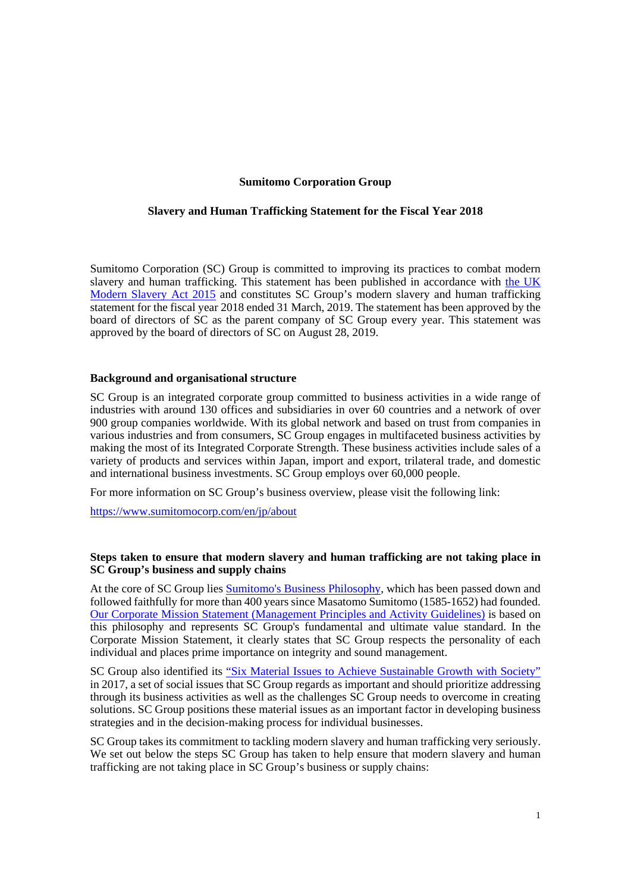**Sumitomo Corporation Group**

**Slavery and Human Trafficking Statement for the Fiscal Year 2018**

Sumitomo Corporation (SC) Group is committed to improving its practices to combat modern slavery and human trafficking. This statement has been published in accordance with the UK Modern Slavery Act 2015 and constitutes SC Group's modern slavery and human trafficking statement for the fiscal year 2018 ended 31 March, 2019. The statement has been approved by the board of directors of SC as the parent company of SC Group every year. This statement was approved by the board of directors of SC on August 28, 2019.

## Background and organisational structure

SC Group is an integrated corporate group committed to business activities in a wide range of industries with around 130 offices and subsidiaries in over 60 countries and a network of over 900 group companies worldwide. With its global network and based on trust from companies in various industries and from consumers, SC Group engages in multifaceted business activities by making the most of its Integrated Corporate Strength. These business activities include sales of a variety of products and services within Japan, import and export, trilateral trade, and domestic and international business investments. SC Group employs over 60,000 people.

For more information on SC Group's business overview, please visit the following link:

https://www.sumitomocorp.com/en/jp/about

## Steps taken to ensure that modern slavery and human trafficking are not taking place in SC Group's business and supply chains

At the core of SC Group lies Sumitomo's Business Philosophy, which has been passed down and followed faithfully for more than 400 years since Masatomo Sumitomo (1585-1652) had founded. Our Corporate Mission Statement (Management Principles and Activity Guidelines) is based on this philosophy and represents SC Group's fundamental and ultimate value standard. In the Corporate Mission Statement, it clearly states that SC Group respects the personality of each individual and places prime importance on integrity and sound management.

SC Group also identified its "Six Material Issues to Achieve Sustainable Growth with Society" in 2017, a set of social issues that SC Group regards as important and should prioritize addressing through its business activities as well as the challenges SC Group needs to overcome in creating solutions. SC Group positions these material issues as an important factor in developing business strategies and in the decision-making process for individual businesses.

SC Group takes its commitment to tackling modern slavery and human trafficking very seriously. We set out below the steps SC Group has taken to help ensure that modern slavery and human trafficking are not taking place in SC Group's business or supply chains: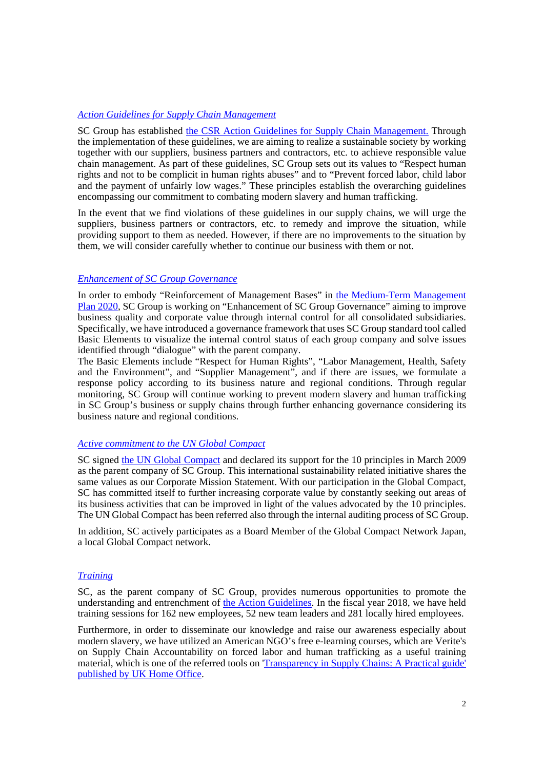### *Action Guidelines for Supply Chain Management*

SC Group has established the CSR Action Guidelines for Supply Chain Management. Through the implementation of these guidelines, we are aiming to realize a sustainable society by working together with our suppliers, business partners and contractors, etc. to achieve responsible value chain management. As part of these guidelines, SC Group sets out its values to "Respect human rights and not to be complicit in human rights abuses" and to "Prevent forced labor, child labor and the payment of unfairly low wages." These principles establish the overarching guidelines encompassing our commitment to combating modern slavery and human trafficking.

In the event that we find violations of these guidelines in our supply chains, we will urge the suppliers, business partners or contractors, etc. to remedy and improve the situation, while providing support to them as needed. However, if there are no improvements to the situation by them, we will consider carefully whether to continue our business with them or not.

### *Enhancement of SC Group Governance*

In order to embody "Reinforcement of Management Bases" in the Medium-Term Management Plan 2020, SC Group is working on "Enhancement of SC Group Governance" aiming to improve business quality and corporate value through internal control for all consolidated subsidiaries. Specifically, we have introduced a governance framework that uses SC Group standard tool called Basic Elements to visualize the internal control status of each group company and solve issues identified through "dialogue" with the parent company.

The Basic Elements include "Respect for Human Rights", "Labor Management, Health, Safety and the Environment", and "Supplier Management", and if there are issues, we formulate a response policy according to its business nature and regional conditions. Through regular monitoring, SC Group will continue working to prevent modern slavery and human trafficking in SC Group's business or supply chains through further enhancing governance considering its business nature and regional conditions.

### *Active commitment to the UN Global Compact*

SC signed the UN Global Compact and declared its support for the 10 principles in March 2009 as the parent company of SC Group. This international sustainability related initiative shares the same values as our Corporate Mission Statement. With our participation in the Global Compact, SC has committed itself to further increasing corporate value by constantly seeking out areas of its business activities that can be improved in light of the values advocated by the 10 principles. The UN Global Compact has been referred also through the internal auditing process of SC Group.

In addition, SC actively participates as a Board Member of the Global Compact Network Japan, a local Global Compact network.

### *Training*

SC, as the parent company of SC Group, provides numerous opportunities to promote the understanding and entrenchment of the Action Guidelines. In the fiscal year 2018, we have held training sessions for 162 new employees, 52 new team leaders and 281 locally hired employees.

Furthermore, in order to disseminate our knowledge and raise our awareness especially about modern slavery, we have utilized an American NGO's free e-learning courses, which are Verite's on Supply Chain Accountability on forced labor and human trafficking as a useful training material, which is one of the referred tools on 'Transparency in Supply Chains: A Practical guide' published by UK Home Office.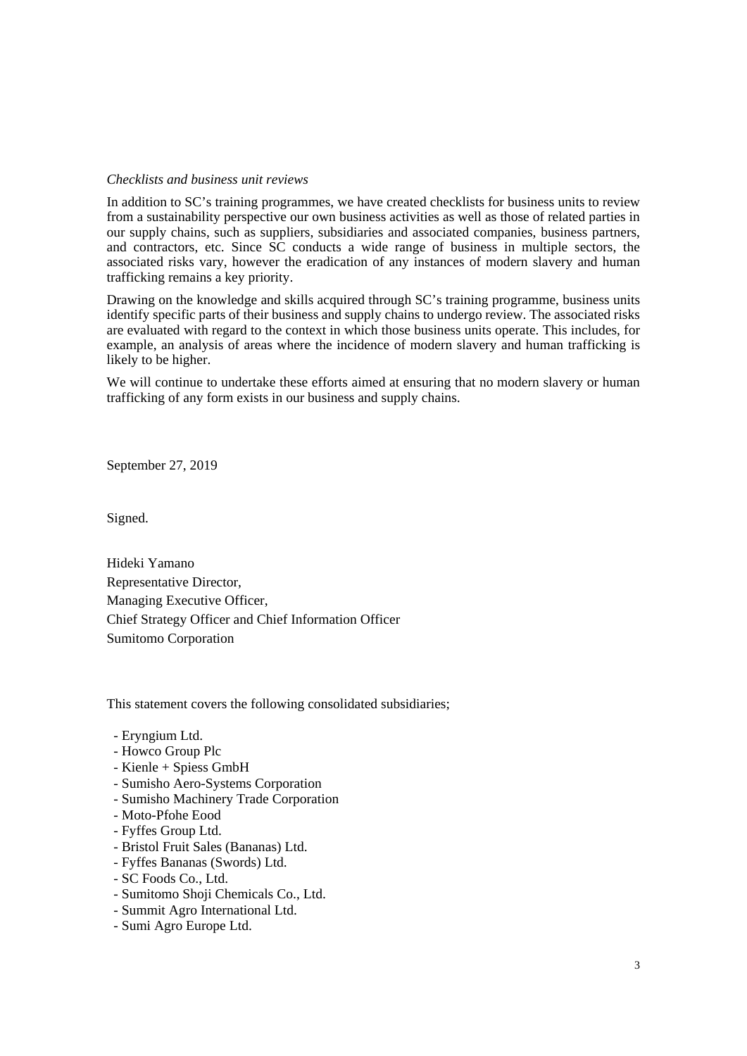*Checklists and business unit reviews*

In addition to SC's training programmes, we have created checklists for business units to review from a sustainability perspective our own business activities as well as those of related parties in our supply chains, such as suppliers, subsidiaries and associated companies, business partners, and contractors, etc. Since SC conducts a wide range of business in multiple sectors, the associated risks vary, however the eradication of any instances of modern slavery and human trafficking remains a key priority.

Drawing on the knowledge and skills acquired through SC's training programme, business units identify specific parts of their business and supply chains to undergo review. The associated risks are evaluated with regard to the context in which those business units operate. This includes, for example, an analysis of areas where the incidence of modern slavery and human trafficking is likely to be higher.

We will continue to undertake these efforts aimed at ensuring that no modern slavery or human trafficking of any form exists in our business and supply chains.

September 27, 2019

Signed.

Hideki Yamano
Representative Director,
Managing Executive Officer,
Chief Strategy Officer and Chief Information Officer
Sumitomo Corporation

This statement covers the following consolidated subsidiaries;

- Eryngium Ltd.
- Howco Group Plc
- Kienle + Spiess GmbH
- Sumisho Aero-Systems Corporation
- Sumisho Machinery Trade Corporation
- Moto-Pfohe Eood
- Fyffes Group Ltd.
- Bristol Fruit Sales (Bananas) Ltd.
- Fyffes Bananas (Swords) Ltd.
- SC Foods Co., Ltd.
- Sumitomo Shoji Chemicals Co., Ltd.
- Summit Agro International Ltd.
- Sumi Agro Europe Ltd.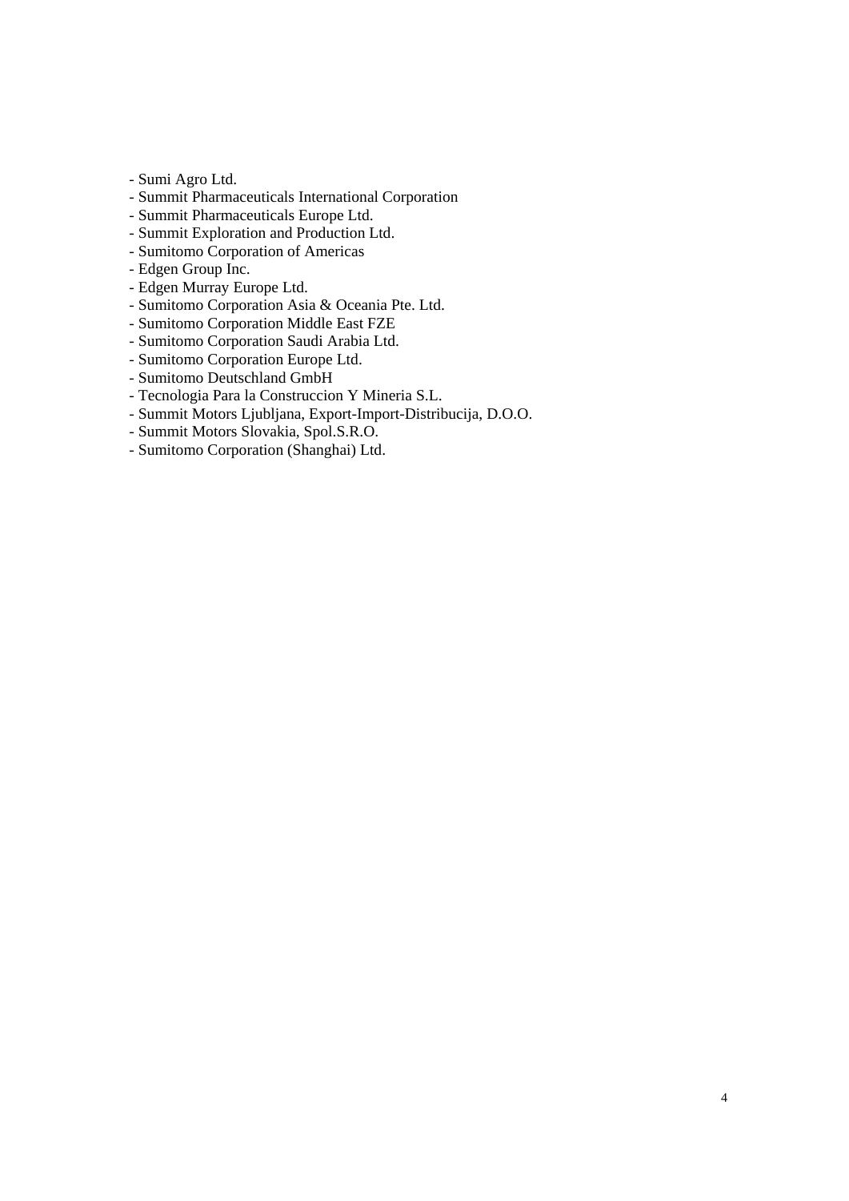- Sumi Agro Ltd.
- Summit Pharmaceuticals International Corporation
- Summit Pharmaceuticals Europe Ltd.
- Summit Exploration and Production Ltd.
- Sumitomo Corporation of Americas
- Edgen Group Inc.
- Edgen Murray Europe Ltd.
- Sumitomo Corporation Asia & Oceania Pte. Ltd.
- Sumitomo Corporation Middle East FZE
- Sumitomo Corporation Saudi Arabia Ltd.
- Sumitomo Corporation Europe Ltd.
- Sumitomo Deutschland GmbH
- Tecnologia Para la Construccion Y Mineria S.L.
- Summit Motors Ljubljana, Export-Import-Distribucija, D.O.O.
- Summit Motors Slovakia, Spol.S.R.O.
- Sumitomo Corporation (Shanghai) Ltd.